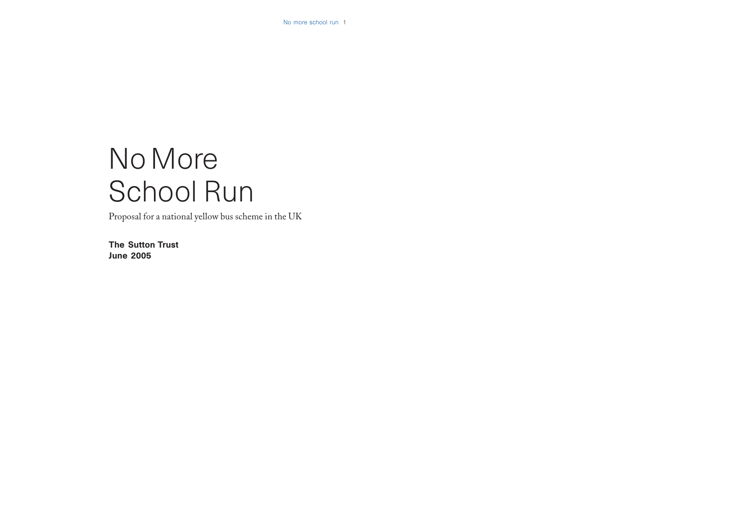# No More School Run

Proposal for a national yellow bus scheme in the UK

**The Sutton Trust**
**June 2005**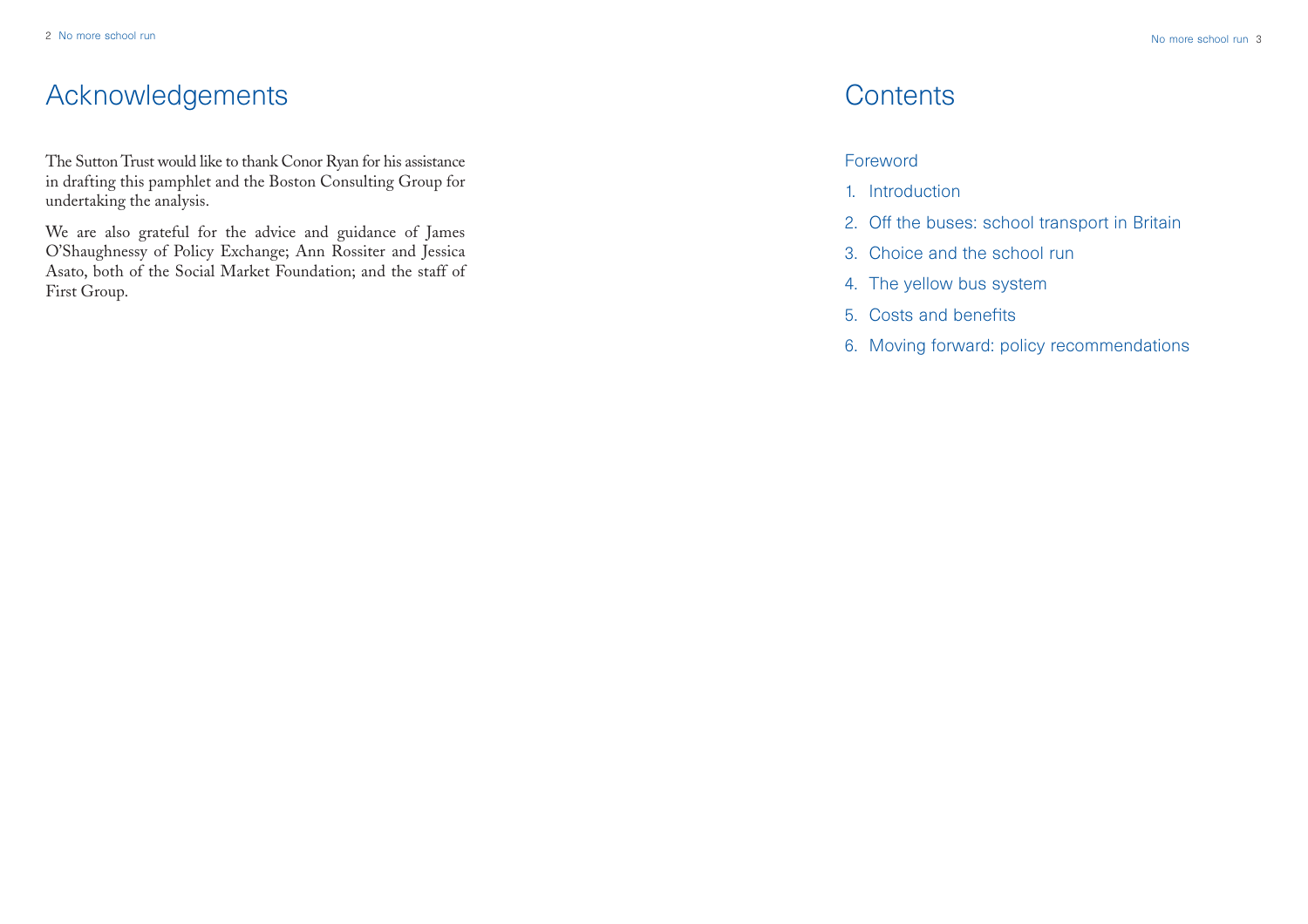# Acknowledgements

The Sutton Trust would like to thank Conor Ryan for his assistance in drafting this pamphlet and the Boston Consulting Group for undertaking the analysis.

We are also grateful for the advice and guidance of James O'Shaughnessy of Policy Exchange; Ann Rossiter and Jessica Asato, both of the Social Market Foundation; and the staff of First Group.

# Contents

Foreword

1. Introduction
2. Off the buses: school transport in Britain
3. Choice and the school run
4. The yellow bus system
5. Costs and benefits
6. Moving forward: policy recommendations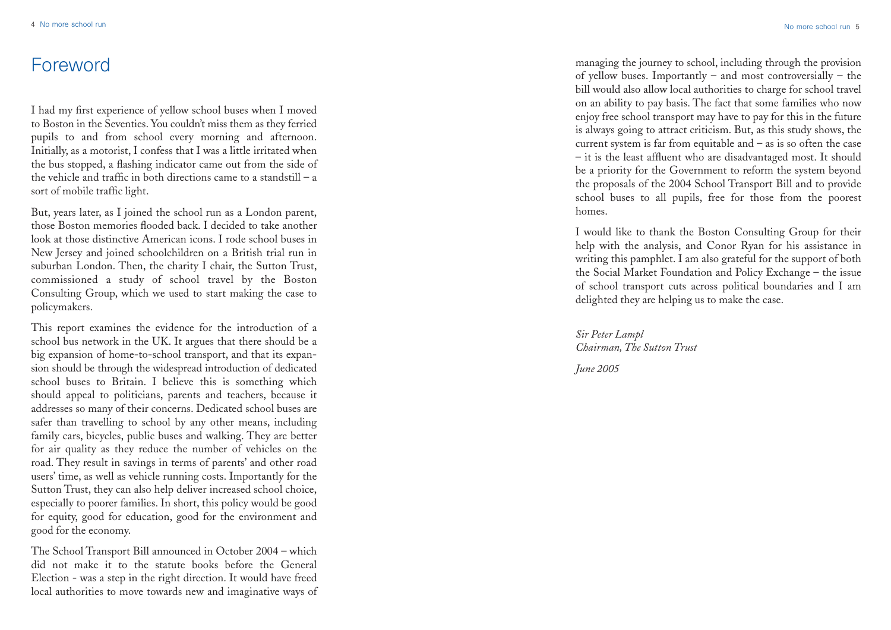# Foreword

I had my first experience of yellow school buses when I moved to Boston in the Seventies. You couldn't miss them as they ferried pupils to and from school every morning and afternoon. Initially, as a motorist, I confess that I was a little irritated when the bus stopped, a flashing indicator came out from the side of the vehicle and traffic in both directions came to a standstill – a sort of mobile traffic light.

But, years later, as I joined the school run as a London parent, those Boston memories flooded back. I decided to take another look at those distinctive American icons. I rode school buses in New Jersey and joined schoolchildren on a British trial run in suburban London. Then, the charity I chair, the Sutton Trust, commissioned a study of school travel by the Boston Consulting Group, which we used to start making the case to policymakers.

This report examines the evidence for the introduction of a school bus network in the UK. It argues that there should be a big expansion of home-to-school transport, and that its expansion should be through the widespread introduction of dedicated school buses to Britain. I believe this is something which should appeal to politicians, parents and teachers, because it addresses so many of their concerns. Dedicated school buses are safer than travelling to school by any other means, including family cars, bicycles, public buses and walking. They are better for air quality as they reduce the number of vehicles on the road. They result in savings in terms of parents' and other road users' time, as well as vehicle running costs. Importantly for the Sutton Trust, they can also help deliver increased school choice, especially to poorer families. In short, this policy would be good for equity, good for education, good for the environment and good for the economy.

The School Transport Bill announced in October 2004 – which did not make it to the statute books before the General Election - was a step in the right direction. It would have freed local authorities to move towards new and imaginative ways of managing the journey to school, including through the provision of yellow buses. Importantly – and most controversially – the bill would also allow local authorities to charge for school travel on an ability to pay basis. The fact that some families who now enjoy free school transport may have to pay for this in the future is always going to attract criticism. But, as this study shows, the current system is far from equitable and – as is so often the case – it is the least affluent who are disadvantaged most. It should be a priority for the Government to reform the system beyond the proposals of the 2004 School Transport Bill and to provide school buses to all pupils, free for those from the poorest homes.

I would like to thank the Boston Consulting Group for their help with the analysis, and Conor Ryan for his assistance in writing this pamphlet. I am also grateful for the support of both the Social Market Foundation and Policy Exchange – the issue of school transport cuts across political boundaries and I am delighted they are helping us to make the case.

*Sir Peter Lampl*
*Chairman, The Sutton Trust*

*June 2005*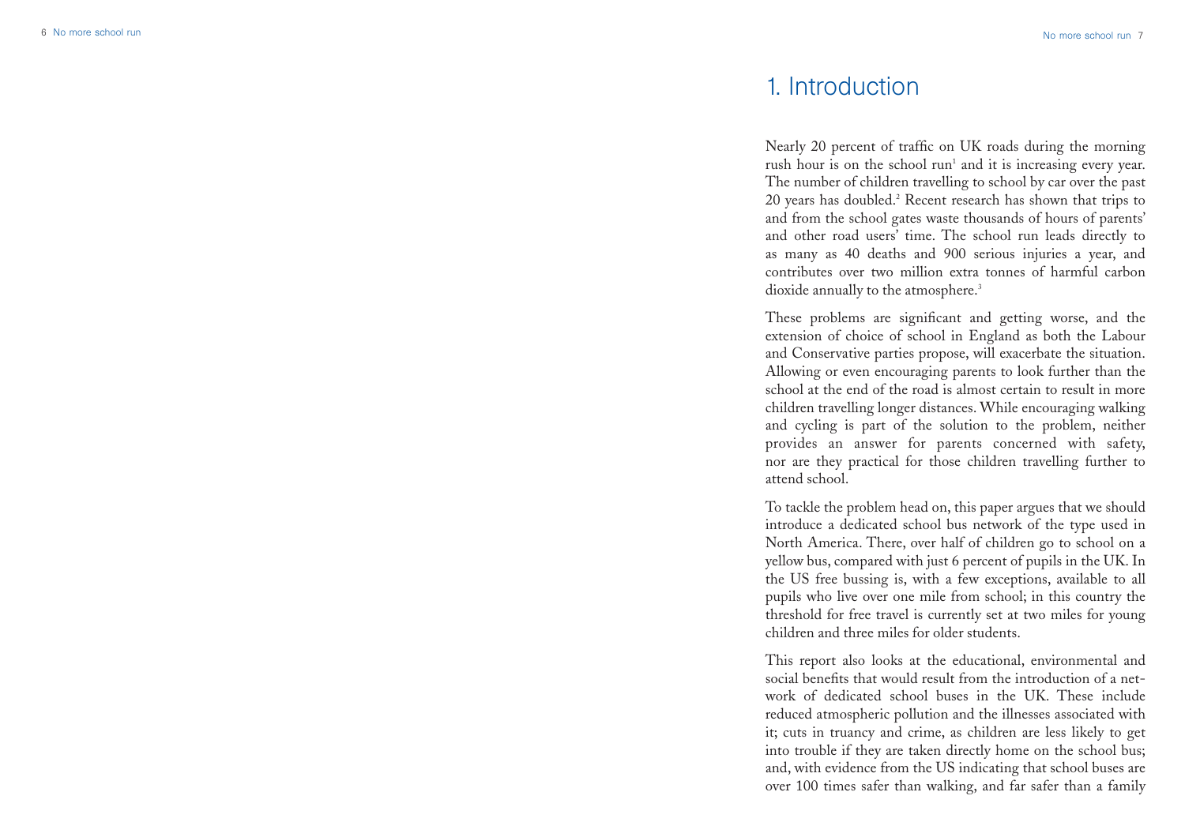# 1. Introduction

Nearly 20 percent of traffic on UK roads during the morning rush hour is on the school run[1] and it is increasing every year. The number of children travelling to school by car over the past 20 years has doubled.[2] Recent research has shown that trips to and from the school gates waste thousands of hours of parents' and other road users' time. The school run leads directly to as many as 40 deaths and 900 serious injuries a year, and contributes over two million extra tonnes of harmful carbon dioxide annually to the atmosphere.[3]

These problems are significant and getting worse, and the extension of choice of school in England as both the Labour and Conservative parties propose, will exacerbate the situation. Allowing or even encouraging parents to look further than the school at the end of the road is almost certain to result in more children travelling longer distances. While encouraging walking and cycling is part of the solution to the problem, neither provides an answer for parents concerned with safety, nor are they practical for those children travelling further to attend school.

To tackle the problem head on, this paper argues that we should introduce a dedicated school bus network of the type used in North America. There, over half of children go to school on a yellow bus, compared with just 6 percent of pupils in the UK. In the US free bussing is, with a few exceptions, available to all pupils who live over one mile from school; in this country the threshold for free travel is currently set at two miles for young children and three miles for older students.

This report also looks at the educational, environmental and social benefits that would result from the introduction of a network of dedicated school buses in the UK. These include reduced atmospheric pollution and the illnesses associated with it; cuts in truancy and crime, as children are less likely to get into trouble if they are taken directly home on the school bus; and, with evidence from the US indicating that school buses are over 100 times safer than walking, and far safer than a family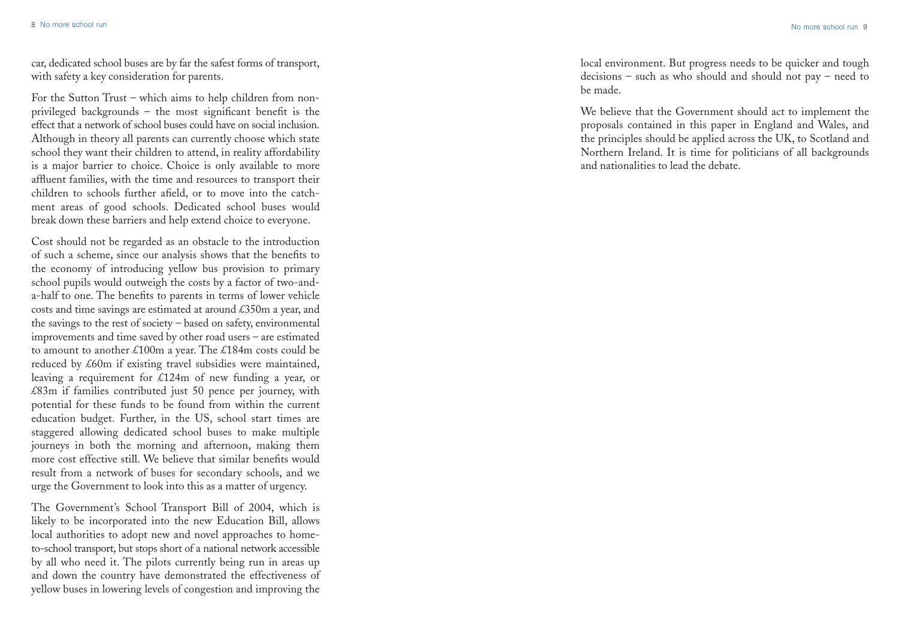car, dedicated school buses are by far the safest forms of transport, with safety a key consideration for parents.

For the Sutton Trust – which aims to help children from non-privileged backgrounds – the most significant benefit is the effect that a network of school buses could have on social inclusion. Although in theory all parents can currently choose which state school they want their children to attend, in reality affordability is a major barrier to choice. Choice is only available to more affluent families, with the time and resources to transport their children to schools further afield, or to move into the catchment areas of good schools. Dedicated school buses would break down these barriers and help extend choice to everyone.

Cost should not be regarded as an obstacle to the introduction of such a scheme, since our analysis shows that the benefits to the economy of introducing yellow bus provision to primary school pupils would outweigh the costs by a factor of two-and-a-half to one. The benefits to parents in terms of lower vehicle costs and time savings are estimated at around £350m a year, and the savings to the rest of society – based on safety, environmental improvements and time saved by other road users – are estimated to amount to another £100m a year. The £184m costs could be reduced by £60m if existing travel subsidies were maintained, leaving a requirement for £124m of new funding a year, or £83m if families contributed just 50 pence per journey, with potential for these funds to be found from within the current education budget. Further, in the US, school start times are staggered allowing dedicated school buses to make multiple journeys in both the morning and afternoon, making them more cost effective still. We believe that similar benefits would result from a network of buses for secondary schools, and we urge the Government to look into this as a matter of urgency.

The Government's School Transport Bill of 2004, which is likely to be incorporated into the new Education Bill, allows local authorities to adopt new and novel approaches to home-to-school transport, but stops short of a national network accessible by all who need it. The pilots currently being run in areas up and down the country have demonstrated the effectiveness of yellow buses in lowering levels of congestion and improving the local environment. But progress needs to be quicker and tough decisions – such as who should and should not pay – need to be made.

We believe that the Government should act to implement the proposals contained in this paper in England and Wales, and the principles should be applied across the UK, to Scotland and Northern Ireland. It is time for politicians of all backgrounds and nationalities to lead the debate.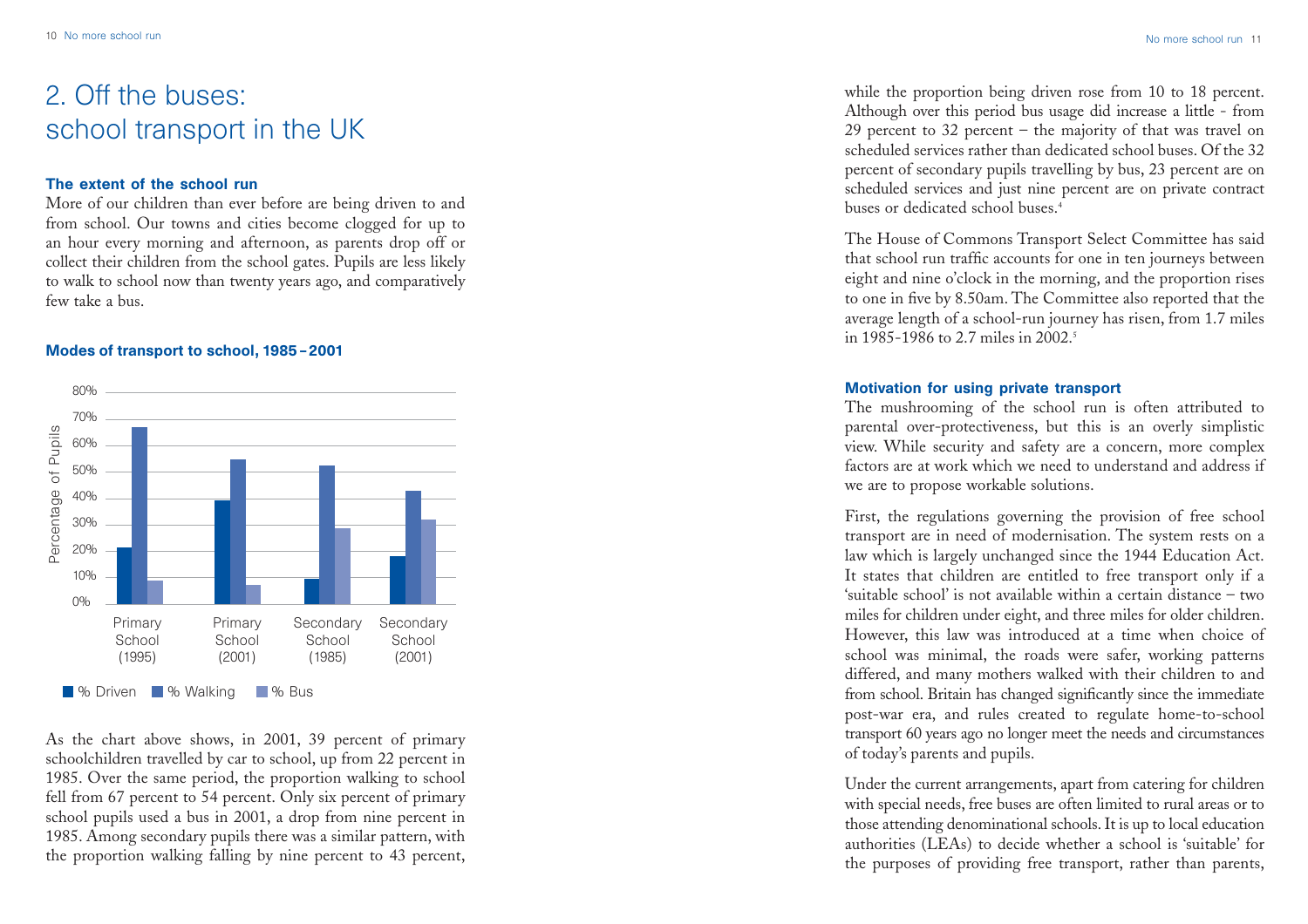# 2. Off the buses: school transport in the UK

### The extent of the school run

More of our children than ever before are being driven to and from school. Our towns and cities become clogged for up to an hour every morning and afternoon, as parents drop off or collect their children from the school gates. Pupils are less likely to walk to school now than twenty years ago, and comparatively few take a bus.

### Modes of transport to school, 1985 – 2001

As the chart above shows, in 2001, 39 percent of primary schoolchildren travelled by car to school, up from 22 percent in 1985. Over the same period, the proportion walking to school fell from 67 percent to 54 percent. Only six percent of primary school pupils used a bus in 2001, a drop from nine percent in 1985. Among secondary pupils there was a similar pattern, with the proportion walking falling by nine percent to 43 percent, while the proportion being driven rose from 10 to 18 percent. Although over this period bus usage did increase a little - from 29 percent to 32 percent – the majority of that was travel on scheduled services rather than dedicated school buses. Of the 32 percent of secondary pupils travelling by bus, 23 percent are on scheduled services and just nine percent are on private contract buses or dedicated school buses.[4]

The House of Commons Transport Select Committee has said that school run traffic accounts for one in ten journeys between eight and nine o'clock in the morning, and the proportion rises to one in five by 8.50am. The Committee also reported that the average length of a school-run journey has risen, from 1.7 miles in 1985-1986 to 2.7 miles in 2002.[5]

### Motivation for using private transport

The mushrooming of the school run is often attributed to parental over-protectiveness, but this is an overly simplistic view. While security and safety are a concern, more complex factors are at work which we need to understand and address if we are to propose workable solutions.

First, the regulations governing the provision of free school transport are in need of modernisation. The system rests on a law which is largely unchanged since the 1944 Education Act. It states that children are entitled to free transport only if a 'suitable school' is not available within a certain distance – two miles for children under eight, and three miles for older children. However, this law was introduced at a time when choice of school was minimal, the roads were safer, working patterns differed, and many mothers walked with their children to and from school. Britain has changed significantly since the immediate post-war era, and rules created to regulate home-to-school transport 60 years ago no longer meet the needs and circumstances of today's parents and pupils.

Under the current arrangements, apart from catering for children with special needs, free buses are often limited to rural areas or to those attending denominational schools. It is up to local education authorities (LEAs) to decide whether a school is 'suitable' for the purposes of providing free transport, rather than parents,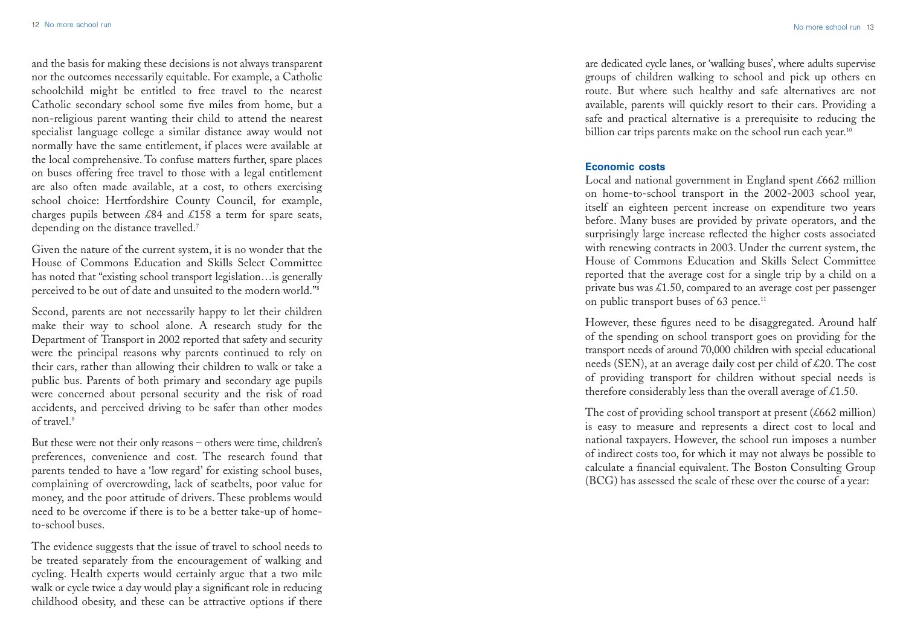and the basis for making these decisions is not always transparent nor the outcomes necessarily equitable. For example, a Catholic schoolchild might be entitled to free travel to the nearest Catholic secondary school some five miles from home, but a non-religious parent wanting their child to attend the nearest specialist language college a similar distance away would not normally have the same entitlement, if places were available at the local comprehensive. To confuse matters further, spare places on buses offering free travel to those with a legal entitlement are also often made available, at a cost, to others exercising school choice: Hertfordshire County Council, for example, charges pupils between £84 and £158 a term for spare seats, depending on the distance travelled.[7]

Given the nature of the current system, it is no wonder that the House of Commons Education and Skills Select Committee has noted that "existing school transport legislation…is generally perceived to be out of date and unsuited to the modern world."[8]

Second, parents are not necessarily happy to let their children make their way to school alone. A research study for the Department of Transport in 2002 reported that safety and security were the principal reasons why parents continued to rely on their cars, rather than allowing their children to walk or take a public bus. Parents of both primary and secondary age pupils were concerned about personal security and the risk of road accidents, and perceived driving to be safer than other modes of travel.[9]

But these were not their only reasons – others were time, children's preferences, convenience and cost. The research found that parents tended to have a 'low regard' for existing school buses, complaining of overcrowding, lack of seatbelts, poor value for money, and the poor attitude of drivers. These problems would need to be overcome if there is to be a better take-up of home-to-school buses.

The evidence suggests that the issue of travel to school needs to be treated separately from the encouragement of walking and cycling. Health experts would certainly argue that a two mile walk or cycle twice a day would play a significant role in reducing childhood obesity, and these can be attractive options if there are dedicated cycle lanes, or 'walking buses', where adults supervise groups of children walking to school and pick up others en route. But where such healthy and safe alternatives are not available, parents will quickly resort to their cars. Providing a safe and practical alternative is a prerequisite to reducing the billion car trips parents make on the school run each year.[10]

### Economic costs

Local and national government in England spent £662 million on home-to-school transport in the 2002-2003 school year, itself an eighteen percent increase on expenditure two years before. Many buses are provided by private operators, and the surprisingly large increase reflected the higher costs associated with renewing contracts in 2003. Under the current system, the House of Commons Education and Skills Select Committee reported that the average cost for a single trip by a child on a private bus was £1.50, compared to an average cost per passenger on public transport buses of 63 pence.[11]

However, these figures need to be disaggregated. Around half of the spending on school transport goes on providing for the transport needs of around 70,000 children with special educational needs (SEN), at an average daily cost per child of £20. The cost of providing transport for children without special needs is therefore considerably less than the overall average of £1.50.

The cost of providing school transport at present (£662 million) is easy to measure and represents a direct cost to local and national taxpayers. However, the school run imposes a number of indirect costs too, for which it may not always be possible to calculate a financial equivalent. The Boston Consulting Group (BCG) has assessed the scale of these over the course of a year: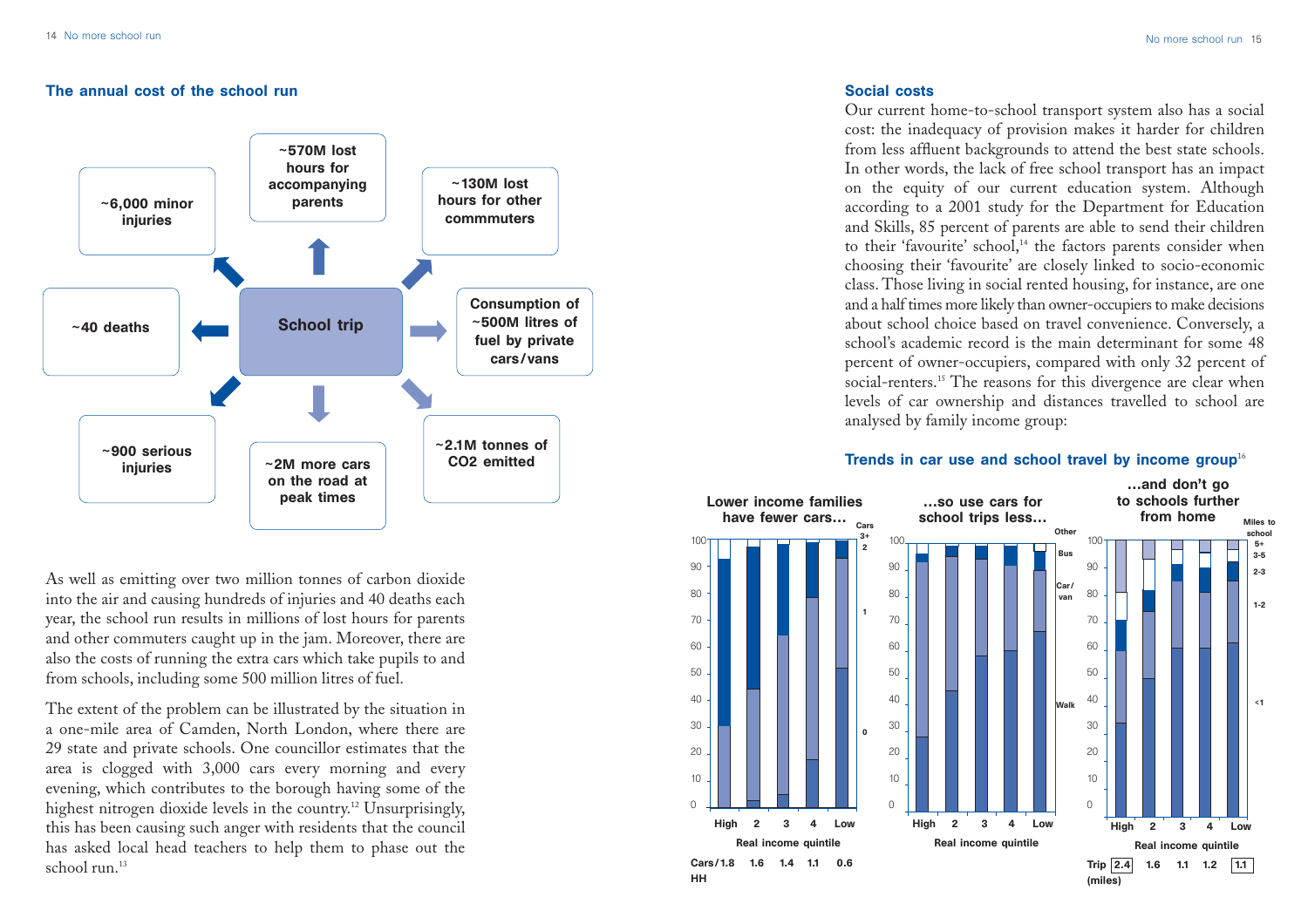## The annual cost of the school run

**School trip**

- ~570M lost hours for accompanying parents
- ~130M lost hours for other commmuters
- Consumption of ~500M litres of fuel by private cars/vans
- ~2.1M tonnes of $CO_2$ emitted
- ~2M more cars on the road at peak times
- ~900 serious injuries
- ~40 deaths
- ~6,000 minor injuries

As well as emitting over two million tonnes of carbon dioxide into the air and causing hundreds of injuries and 40 deaths each year, the school run results in millions of lost hours for parents and other commuters caught up in the jam. Moreover, there are also the costs of running the extra cars which take pupils to and from schools, including some 500 million litres of fuel.

The extent of the problem can be illustrated by the situation in a one-mile area of Camden, North London, where there are 29 state and private schools. One councillor estimates that the area is clogged with 3,000 cars every morning and every evening, which contributes to the borough having some of the highest nitrogen dioxide levels in the country.[12] Unsurprisingly, this has been causing such anger with residents that the council has asked local head teachers to help them to phase out the school run.[13]

## Social costs

Our current home-to-school transport system also has a social cost: the inadequacy of provision makes it harder for children from less affluent backgrounds to attend the best state schools. In other words, the lack of free school transport has an impact on the equity of our current education system. Although according to a 2001 study for the Department for Education and Skills, 85 percent of parents are able to send their children to their 'favourite' school,[14] the factors parents consider when choosing their 'favourite' are closely linked to socio-economic class. Those living in social rented housing, for instance, are one and a half times more likely than owner-occupiers to make decisions about school choice based on travel convenience. Conversely, a school's academic record is the main determinant for some 48 percent of owner-occupiers, compared with only 32 percent of social-renters.[15] The reasons for this divergence are clear when levels of car ownership and distances travelled to school are analysed by family income group:

## Trends in car use and school travel by income group[16]

**Lower income families have fewer cars…** (Cars: 0, 1, 2, 3+; Real income quintile)

| Real income quintile | High | 2 | 3 | 4 | Low |
|---|---|---|---|---|---|
| Cars/HH | 1.8 | 1.6 | 1.4 | 1.1 | 0.6 |

**…so use cars for school trips less…** (Walk, Car/van, Bus, Other; Real income quintile: High, 2, 3, 4, Low)

**…and don't go to schools further from home** (Miles to school: <1, 1-2, 2-3, 3-5, 5+; Real income quintile)

| Real income quintile | High | 2 | 3 | 4 | Low |
|---|---|---|---|---|---|
| Trip (miles) | 2.4 | 1.6 | 1.1 | 1.2 | 1.1 |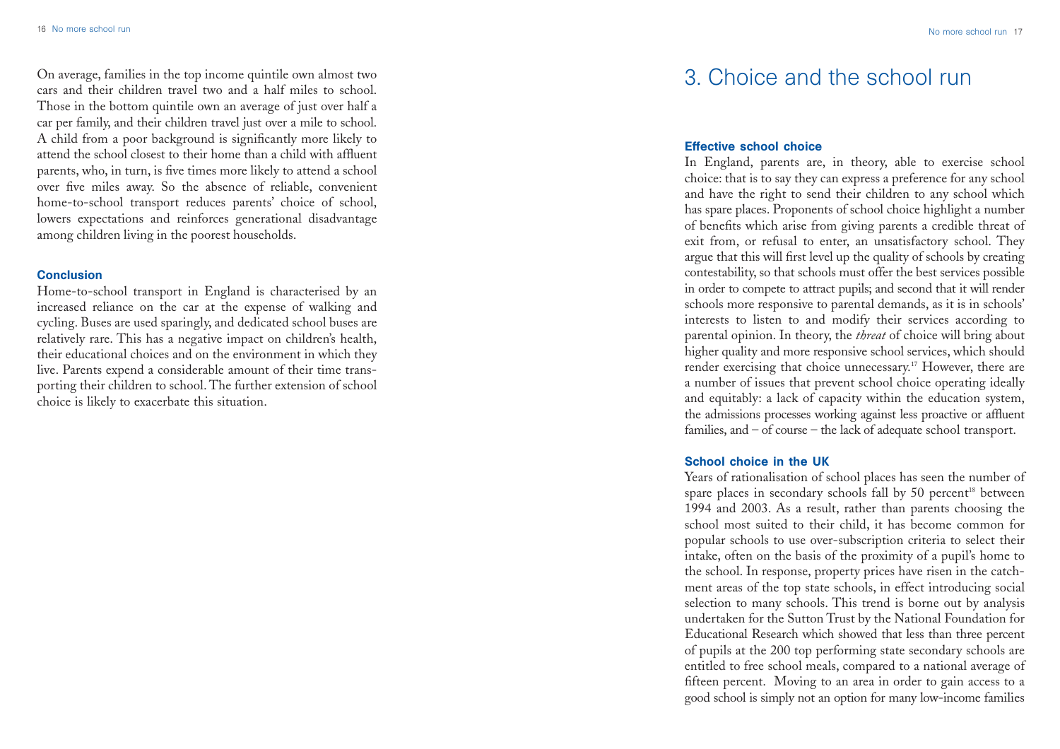On average, families in the top income quintile own almost two cars and their children travel two and a half miles to school. Those in the bottom quintile own an average of just over half a car per family, and their children travel just over a mile to school. A child from a poor background is significantly more likely to attend the school closest to their home than a child with affluent parents, who, in turn, is five times more likely to attend a school over five miles away. So the absence of reliable, convenient home-to-school transport reduces parents' choice of school, lowers expectations and reinforces generational disadvantage among children living in the poorest households.

### Conclusion

Home-to-school transport in England is characterised by an increased reliance on the car at the expense of walking and cycling. Buses are used sparingly, and dedicated school buses are relatively rare. This has a negative impact on children's health, their educational choices and on the environment in which they live. Parents expend a considerable amount of their time transporting their children to school. The further extension of school choice is likely to exacerbate this situation.

# 3. Choice and the school run

### Effective school choice

In England, parents are, in theory, able to exercise school choice: that is to say they can express a preference for any school and have the right to send their children to any school which has spare places. Proponents of school choice highlight a number of benefits which arise from giving parents a credible threat of exit from, or refusal to enter, an unsatisfactory school. They argue that this will first level up the quality of schools by creating contestability, so that schools must offer the best services possible in order to compete to attract pupils; and second that it will render schools more responsive to parental demands, as it is in schools' interests to listen to and modify their services according to parental opinion. In theory, the *threat* of choice will bring about higher quality and more responsive school services, which should render exercising that choice unnecessary.[17] However, there are a number of issues that prevent school choice operating ideally and equitably: a lack of capacity within the education system, the admissions processes working against less proactive or affluent families, and – of course – the lack of adequate school transport.

### School choice in the UK

Years of rationalisation of school places has seen the number of spare places in secondary schools fall by 50 percent[18] between 1994 and 2003. As a result, rather than parents choosing the school most suited to their child, it has become common for popular schools to use over-subscription criteria to select their intake, often on the basis of the proximity of a pupil's home to the school. In response, property prices have risen in the catchment areas of the top state schools, in effect introducing social selection to many schools. This trend is borne out by analysis undertaken for the Sutton Trust by the National Foundation for Educational Research which showed that less than three percent of pupils at the 200 top performing state secondary schools are entitled to free school meals, compared to a national average of fifteen percent. Moving to an area in order to gain access to a good school is simply not an option for many low-income families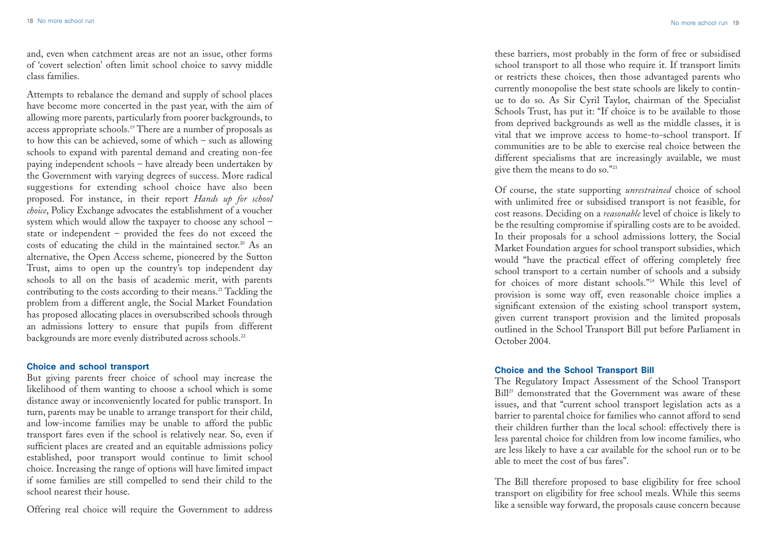and, even when catchment areas are not an issue, other forms of 'covert selection' often limit school choice to savvy middle class families.

Attempts to rebalance the demand and supply of school places have become more concerted in the past year, with the aim of allowing more parents, particularly from poorer backgrounds, to access appropriate schools.[19] There are a number of proposals as to how this can be achieved, some of which – such as allowing schools to expand with parental demand and creating non-fee paying independent schools – have already been undertaken by the Government with varying degrees of success. More radical suggestions for extending school choice have also been proposed. For instance, in their report *Hands up for school choice*, Policy Exchange advocates the establishment of a voucher system which would allow the taxpayer to choose any school – state or independent – provided the fees do not exceed the costs of educating the child in the maintained sector.[20] As an alternative, the Open Access scheme, pioneered by the Sutton Trust, aims to open up the country's top independent day schools to all on the basis of academic merit, with parents contributing to the costs according to their means.[21] Tackling the problem from a different angle, the Social Market Foundation has proposed allocating places in oversubscribed schools through an admissions lottery to ensure that pupils from different backgrounds are more evenly distributed across schools.[22]

### Choice and school transport

But giving parents freer choice of school may increase the likelihood of them wanting to choose a school which is some distance away or inconveniently located for public transport. In turn, parents may be unable to arrange transport for their child, and low-income families may be unable to afford the public transport fares even if the school is relatively near. So, even if sufficient places are created and an equitable admissions policy established, poor transport would continue to limit school choice. Increasing the range of options will have limited impact if some families are still compelled to send their child to the school nearest their house.

Offering real choice will require the Government to address these barriers, most probably in the form of free or subsidised school transport to all those who require it. If transport limits or restricts these choices, then those advantaged parents who currently monopolise the best state schools are likely to continue to do so. As Sir Cyril Taylor, chairman of the Specialist Schools Trust, has put it: "If choice is to be available to those from deprived backgrounds as well as the middle classes, it is vital that we improve access to home-to-school transport. If communities are to be able to exercise real choice between the different specialisms that are increasingly available, we must give them the means to do so."[23]

Of course, the state supporting *unrestrained* choice of school with unlimited free or subsidised transport is not feasible, for cost reasons. Deciding on a *reasonable* level of choice is likely to be the resulting compromise if spiralling costs are to be avoided. In their proposals for a school admissions lottery, the Social Market Foundation argues for school transport subsidies, which would "have the practical effect of offering completely free school transport to a certain number of schools and a subsidy for choices of more distant schools."[24] While this level of provision is some way off, even reasonable choice implies a significant extension of the existing school transport system, given current transport provision and the limited proposals outlined in the School Transport Bill put before Parliament in October 2004.

### Choice and the School Transport Bill

The Regulatory Impact Assessment of the School Transport Bill[25] demonstrated that the Government was aware of these issues, and that "current school transport legislation acts as a barrier to parental choice for families who cannot afford to send their children further than the local school: effectively there is less parental choice for children from low income families, who are less likely to have a car available for the school run or to be able to meet the cost of bus fares".

The Bill therefore proposed to base eligibility for free school transport on eligibility for free school meals. While this seems like a sensible way forward, the proposals cause concern because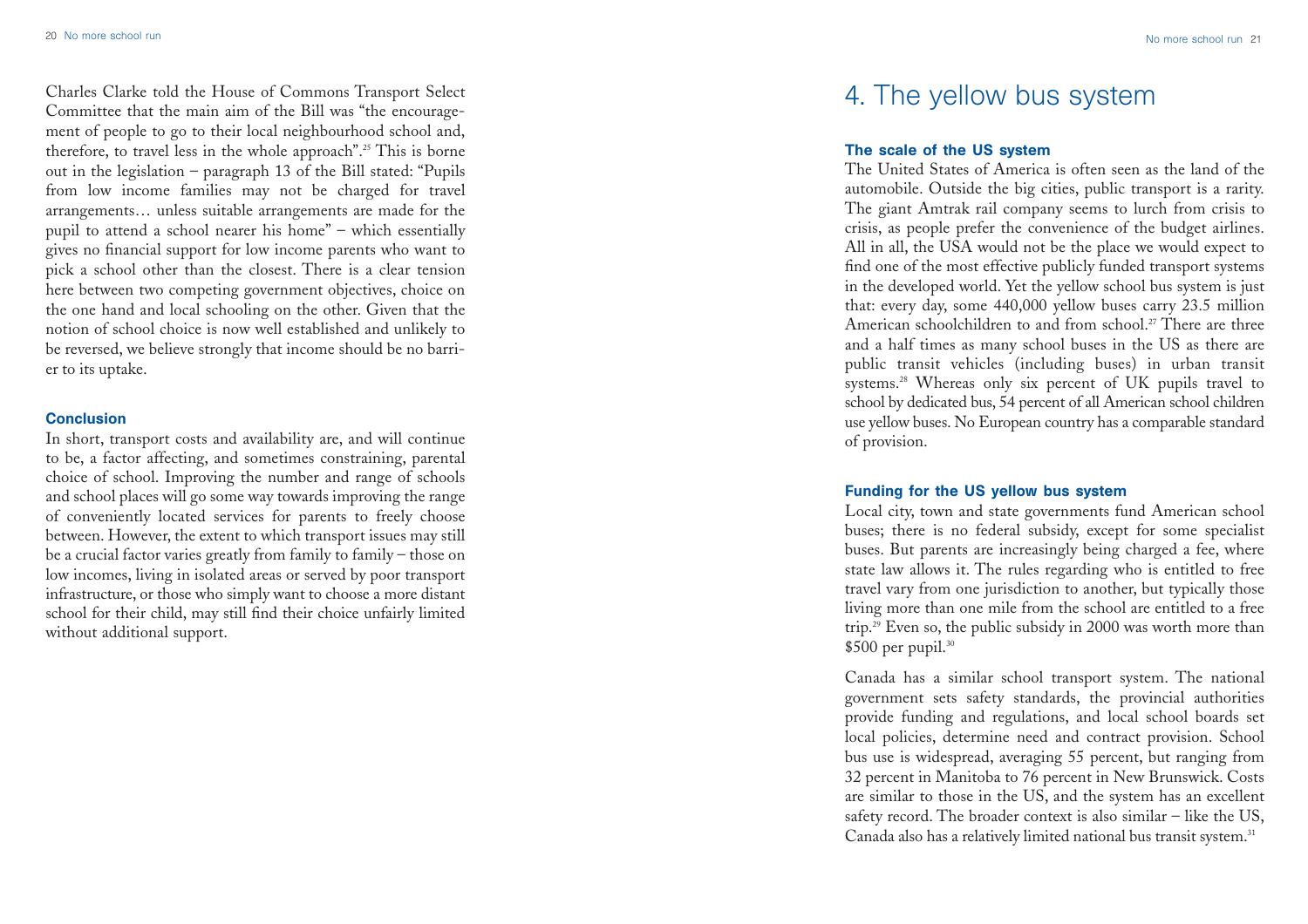Charles Clarke told the House of Commons Transport Select Committee that the main aim of the Bill was "the encouragement of people to go to their local neighbourhood school and, therefore, to travel less in the whole approach".[25] This is borne out in the legislation – paragraph 13 of the Bill stated: "Pupils from low income families may not be charged for travel arrangements… unless suitable arrangements are made for the pupil to attend a school nearer his home" – which essentially gives no financial support for low income parents who want to pick a school other than the closest. There is a clear tension here between two competing government objectives, choice on the one hand and local schooling on the other. Given that the notion of school choice is now well established and unlikely to be reversed, we believe strongly that income should be no barrier to its uptake.

### Conclusion

In short, transport costs and availability are, and will continue to be, a factor affecting, and sometimes constraining, parental choice of school. Improving the number and range of schools and school places will go some way towards improving the range of conveniently located services for parents to freely choose between. However, the extent to which transport issues may still be a crucial factor varies greatly from family to family – those on low incomes, living in isolated areas or served by poor transport infrastructure, or those who simply want to choose a more distant school for their child, may still find their choice unfairly limited without additional support.

# 4. The yellow bus system

### The scale of the US system

The United States of America is often seen as the land of the automobile. Outside the big cities, public transport is a rarity. The giant Amtrak rail company seems to lurch from crisis to crisis, as people prefer the convenience of the budget airlines. All in all, the USA would not be the place we would expect to find one of the most effective publicly funded transport systems in the developed world. Yet the yellow school bus system is just that: every day, some 440,000 yellow buses carry 23.5 million American schoolchildren to and from school.[27] There are three and a half times as many school buses in the US as there are public transit vehicles (including buses) in urban transit systems.[28] Whereas only six percent of UK pupils travel to school by dedicated bus, 54 percent of all American school children use yellow buses. No European country has a comparable standard of provision.

### Funding for the US yellow bus system

Local city, town and state governments fund American school buses; there is no federal subsidy, except for some specialist buses. But parents are increasingly being charged a fee, where state law allows it. The rules regarding who is entitled to free travel vary from one jurisdiction to another, but typically those living more than one mile from the school are entitled to a free trip.[29] Even so, the public subsidy in 2000 was worth more than $500 per pupil.[30]

Canada has a similar school transport system. The national government sets safety standards, the provincial authorities provide funding and regulations, and local school boards set local policies, determine need and contract provision. School bus use is widespread, averaging 55 percent, but ranging from 32 percent in Manitoba to 76 percent in New Brunswick. Costs are similar to those in the US, and the system has an excellent safety record. The broader context is also similar – like the US, Canada also has a relatively limited national bus transit system.[31]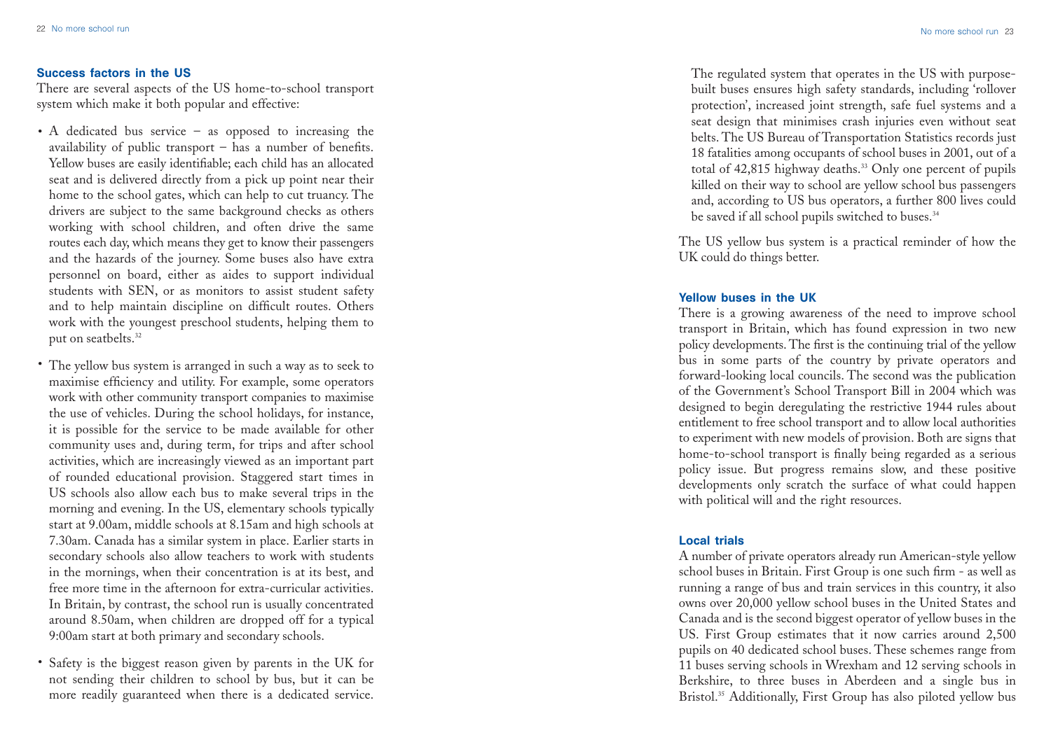### Success factors in the US

There are several aspects of the US home-to-school transport system which make it both popular and effective:

- A dedicated bus service – as opposed to increasing the availability of public transport – has a number of benefits. Yellow buses are easily identifiable; each child has an allocated seat and is delivered directly from a pick up point near their home to the school gates, which can help to cut truancy. The drivers are subject to the same background checks as others working with school children, and often drive the same routes each day, which means they get to know their passengers and the hazards of the journey. Some buses also have extra personnel on board, either as aides to support individual students with SEN, or as monitors to assist student safety and to help maintain discipline on difficult routes. Others work with the youngest preschool students, helping them to put on seatbelts.[32]
- The yellow bus system is arranged in such a way as to seek to maximise efficiency and utility. For example, some operators work with other community transport companies to maximise the use of vehicles. During the school holidays, for instance, it is possible for the service to be made available for other community uses and, during term, for trips and after school activities, which are increasingly viewed as an important part of rounded educational provision. Staggered start times in US schools also allow each bus to make several trips in the morning and evening. In the US, elementary schools typically start at 9.00am, middle schools at 8.15am and high schools at 7.30am. Canada has a similar system in place. Earlier starts in secondary schools also allow teachers to work with students in the mornings, when their concentration is at its best, and free more time in the afternoon for extra-curricular activities. In Britain, by contrast, the school run is usually concentrated around 8.50am, when children are dropped off for a typical 9:00am start at both primary and secondary schools.
- Safety is the biggest reason given by parents in the UK for not sending their children to school by bus, but it can be more readily guaranteed when there is a dedicated service. The regulated system that operates in the US with purpose-built buses ensures high safety standards, including 'rollover protection', increased joint strength, safe fuel systems and a seat design that minimises crash injuries even without seat belts. The US Bureau of Transportation Statistics records just 18 fatalities among occupants of school buses in 2001, out of a total of 42,815 highway deaths.[33] Only one percent of pupils killed on their way to school are yellow school bus passengers and, according to US bus operators, a further 800 lives could be saved if all school pupils switched to buses.[34]

The US yellow bus system is a practical reminder of how the UK could do things better.

### Yellow buses in the UK

There is a growing awareness of the need to improve school transport in Britain, which has found expression in two new policy developments. The first is the continuing trial of the yellow bus in some parts of the country by private operators and forward-looking local councils. The second was the publication of the Government's School Transport Bill in 2004 which was designed to begin deregulating the restrictive 1944 rules about entitlement to free school transport and to allow local authorities to experiment with new models of provision. Both are signs that home-to-school transport is finally being regarded as a serious policy issue. But progress remains slow, and these positive developments only scratch the surface of what could happen with political will and the right resources.

### Local trials

A number of private operators already run American-style yellow school buses in Britain. First Group is one such firm - as well as running a range of bus and train services in this country, it also owns over 20,000 yellow school buses in the United States and Canada and is the second biggest operator of yellow buses in the US. First Group estimates that it now carries around 2,500 pupils on 40 dedicated school buses. These schemes range from 11 buses serving schools in Wrexham and 12 serving schools in Berkshire, to three buses in Aberdeen and a single bus in Bristol.[35] Additionally, First Group has also piloted yellow bus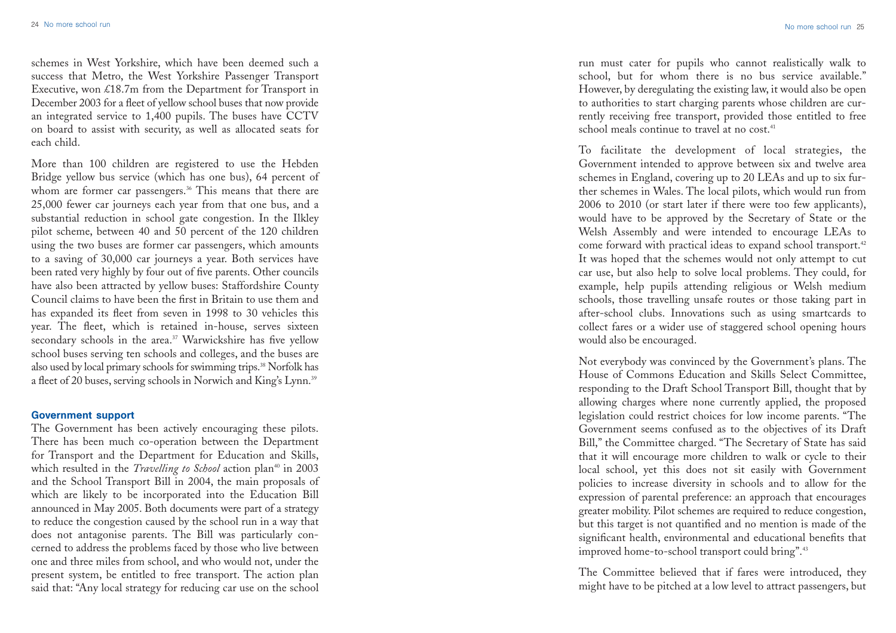schemes in West Yorkshire, which have been deemed such a success that Metro, the West Yorkshire Passenger Transport Executive, won £18.7m from the Department for Transport in December 2003 for a fleet of yellow school buses that now provide an integrated service to 1,400 pupils. The buses have CCTV on board to assist with security, as well as allocated seats for each child.

More than 100 children are registered to use the Hebden Bridge yellow bus service (which has one bus), 64 percent of whom are former car passengers.[36] This means that there are 25,000 fewer car journeys each year from that one bus, and a substantial reduction in school gate congestion. In the Ilkley pilot scheme, between 40 and 50 percent of the 120 children using the two buses are former car passengers, which amounts to a saving of 30,000 car journeys a year. Both services have been rated very highly by four out of five parents. Other councils have also been attracted by yellow buses: Staffordshire County Council claims to have been the first in Britain to use them and has expanded its fleet from seven in 1998 to 30 vehicles this year. The fleet, which is retained in-house, serves sixteen secondary schools in the area.[37] Warwickshire has five yellow school buses serving ten schools and colleges, and the buses are also used by local primary schools for swimming trips.[38] Norfolk has a fleet of 20 buses, serving schools in Norwich and King's Lynn.[39]

### Government support

The Government has been actively encouraging these pilots. There has been much co-operation between the Department for Transport and the Department for Education and Skills, which resulted in the *Travelling to School* action plan[40] in 2003 and the School Transport Bill in 2004, the main proposals of which are likely to be incorporated into the Education Bill announced in May 2005. Both documents were part of a strategy to reduce the congestion caused by the school run in a way that does not antagonise parents. The Bill was particularly concerned to address the problems faced by those who live between one and three miles from school, and who would not, under the present system, be entitled to free transport. The action plan said that: "Any local strategy for reducing car use on the school run must cater for pupils who cannot realistically walk to school, but for whom there is no bus service available." However, by deregulating the existing law, it would also be open to authorities to start charging parents whose children are currently receiving free transport, provided those entitled to free school meals continue to travel at no cost.[41]

To facilitate the development of local strategies, the Government intended to approve between six and twelve area schemes in England, covering up to 20 LEAs and up to six further schemes in Wales. The local pilots, which would run from 2006 to 2010 (or start later if there were too few applicants), would have to be approved by the Secretary of State or the Welsh Assembly and were intended to encourage LEAs to come forward with practical ideas to expand school transport.[42] It was hoped that the schemes would not only attempt to cut car use, but also help to solve local problems. They could, for example, help pupils attending religious or Welsh medium schools, those travelling unsafe routes or those taking part in after-school clubs. Innovations such as using smartcards to collect fares or a wider use of staggered school opening hours would also be encouraged.

Not everybody was convinced by the Government's plans. The House of Commons Education and Skills Select Committee, responding to the Draft School Transport Bill, thought that by allowing charges where none currently applied, the proposed legislation could restrict choices for low income parents. "The Government seems confused as to the objectives of its Draft Bill," the Committee charged. "The Secretary of State has said that it will encourage more children to walk or cycle to their local school, yet this does not sit easily with Government policies to increase diversity in schools and to allow for the expression of parental preference: an approach that encourages greater mobility. Pilot schemes are required to reduce congestion, but this target is not quantified and no mention is made of the significant health, environmental and educational benefits that improved home-to-school transport could bring".[43]

The Committee believed that if fares were introduced, they might have to be pitched at a low level to attract passengers, but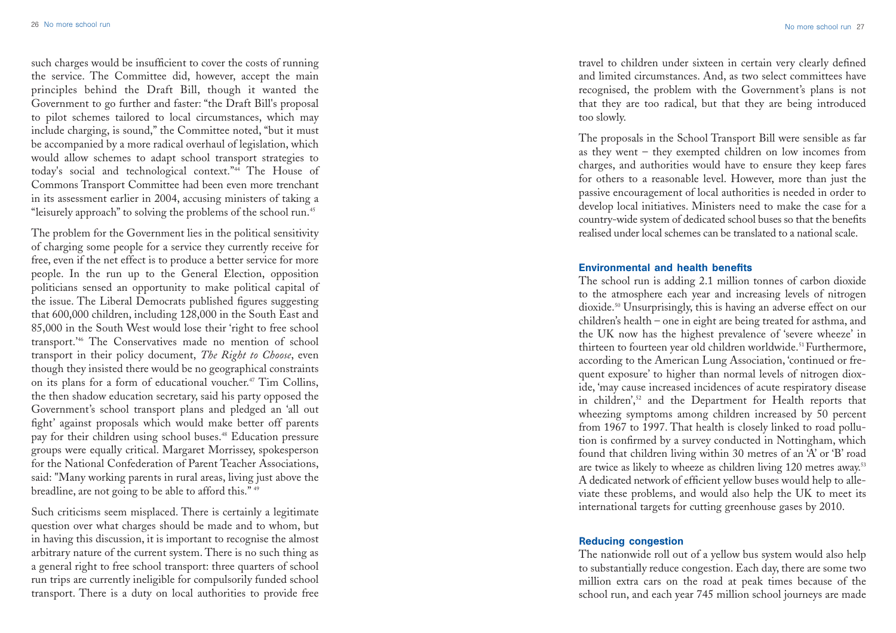such charges would be insufficient to cover the costs of running the service. The Committee did, however, accept the main principles behind the Draft Bill, though it wanted the Government to go further and faster: "the Draft Bill's proposal to pilot schemes tailored to local circumstances, which may include charging, is sound," the Committee noted, "but it must be accompanied by a more radical overhaul of legislation, which would allow schemes to adapt school transport strategies to today's social and technological context."[44] The House of Commons Transport Committee had been even more trenchant in its assessment earlier in 2004, accusing ministers of taking a "leisurely approach" to solving the problems of the school run.[45]

The problem for the Government lies in the political sensitivity of charging some people for a service they currently receive for free, even if the net effect is to produce a better service for more people. In the run up to the General Election, opposition politicians sensed an opportunity to make political capital of the issue. The Liberal Democrats published figures suggesting that 600,000 children, including 128,000 in the South East and 85,000 in the South West would lose their 'right to free school transport.'[46] The Conservatives made no mention of school transport in their policy document, *The Right to Choose*, even though they insisted there would be no geographical constraints on its plans for a form of educational voucher.[47] Tim Collins, the then shadow education secretary, said his party opposed the Government's school transport plans and pledged an 'all out fight' against proposals which would make better off parents pay for their children using school buses.[48] Education pressure groups were equally critical. Margaret Morrissey, spokesperson for the National Confederation of Parent Teacher Associations, said: "Many working parents in rural areas, living just above the breadline, are not going to be able to afford this." [49]

Such criticisms seem misplaced. There is certainly a legitimate question over what charges should be made and to whom, but in having this discussion, it is important to recognise the almost arbitrary nature of the current system. There is no such thing as a general right to free school transport: three quarters of school run trips are currently ineligible for compulsorily funded school transport. There is a duty on local authorities to provide free travel to children under sixteen in certain very clearly defined and limited circumstances. And, as two select committees have recognised, the problem with the Government's plans is not that they are too radical, but that they are being introduced too slowly.

The proposals in the School Transport Bill were sensible as far as they went – they exempted children on low incomes from charges, and authorities would have to ensure they keep fares for others to a reasonable level. However, more than just the passive encouragement of local authorities is needed in order to develop local initiatives. Ministers need to make the case for a country-wide system of dedicated school buses so that the benefits realised under local schemes can be translated to a national scale.

### Environmental and health benefits

The school run is adding 2.1 million tonnes of carbon dioxide to the atmosphere each year and increasing levels of nitrogen dioxide.[50] Unsurprisingly, this is having an adverse effect on our children's health – one in eight are being treated for asthma, and the UK now has the highest prevalence of 'severe wheeze' in thirteen to fourteen year old children worldwide.[51] Furthermore, according to the American Lung Association, 'continued or frequent exposure' to higher than normal levels of nitrogen dioxide, 'may cause increased incidences of acute respiratory disease in children',[52] and the Department for Health reports that wheezing symptoms among children increased by 50 percent from 1967 to 1997. That health is closely linked to road pollution is confirmed by a survey conducted in Nottingham, which found that children living within 30 metres of an 'A' or 'B' road are twice as likely to wheeze as children living 120 metres away.[53] A dedicated network of efficient yellow buses would help to alleviate these problems, and would also help the UK to meet its international targets for cutting greenhouse gases by 2010.

### Reducing congestion

The nationwide roll out of a yellow bus system would also help to substantially reduce congestion. Each day, there are some two million extra cars on the road at peak times because of the school run, and each year 745 million school journeys are made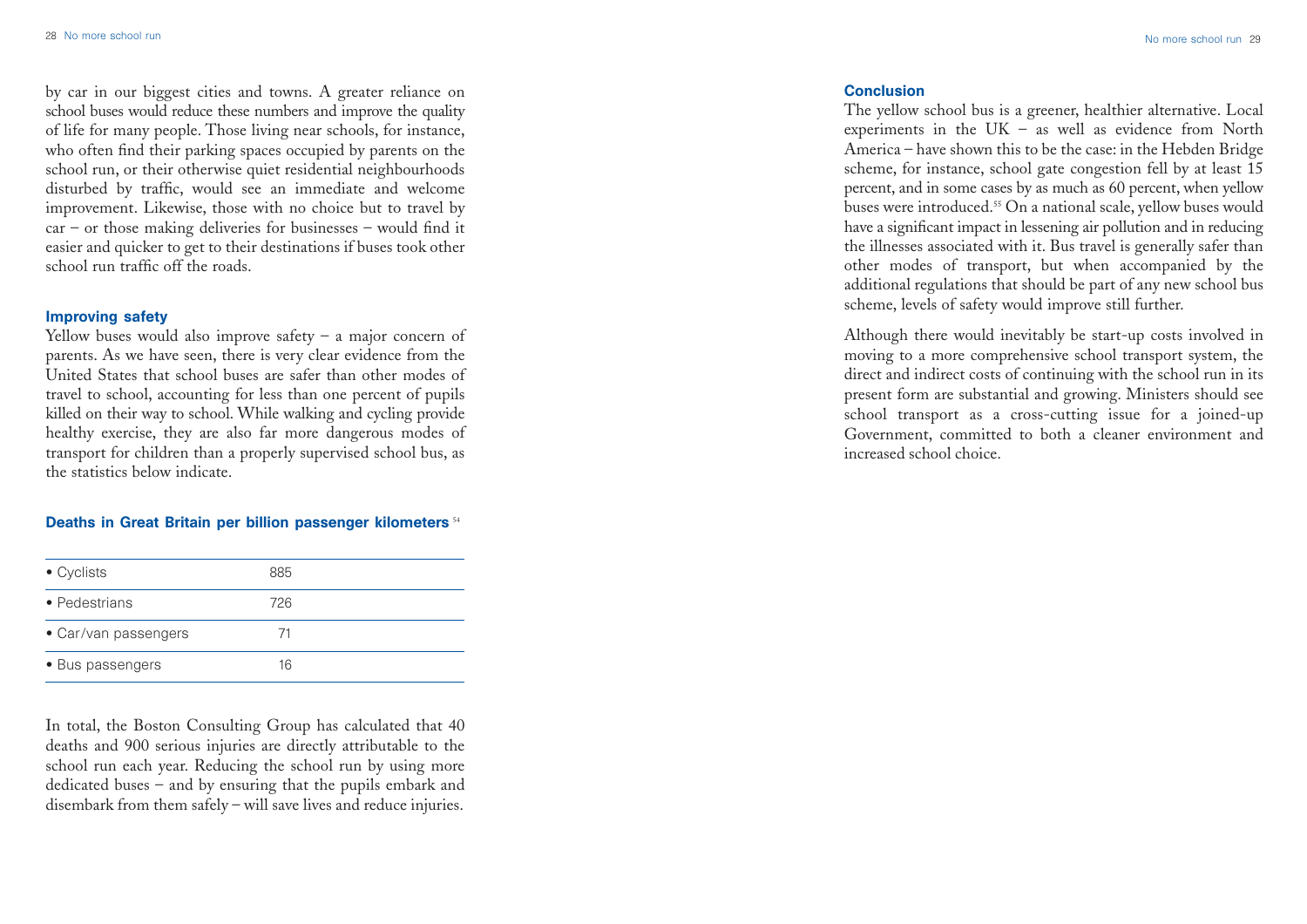by car in our biggest cities and towns. A greater reliance on school buses would reduce these numbers and improve the quality of life for many people. Those living near schools, for instance, who often find their parking spaces occupied by parents on the school run, or their otherwise quiet residential neighbourhoods disturbed by traffic, would see an immediate and welcome improvement. Likewise, those with no choice but to travel by car – or those making deliveries for businesses – would find it easier and quicker to get to their destinations if buses took other school run traffic off the roads.

### Improving safety

Yellow buses would also improve safety – a major concern of parents. As we have seen, there is very clear evidence from the United States that school buses are safer than other modes of travel to school, accounting for less than one percent of pupils killed on their way to school. While walking and cycling provide healthy exercise, they are also far more dangerous modes of transport for children than a properly supervised school bus, as the statistics below indicate.

### Deaths in Great Britain per billion passenger kilometers [54]

| | |
|---|---|
| • Cyclists | 885 |
| • Pedestrians | 726 |
| • Car/van passengers | 71 |
| • Bus passengers | 16 |

In total, the Boston Consulting Group has calculated that 40 deaths and 900 serious injuries are directly attributable to the school run each year. Reducing the school run by using more dedicated buses – and by ensuring that the pupils embark and disembark from them safely – will save lives and reduce injuries.

### Conclusion

The yellow school bus is a greener, healthier alternative. Local experiments in the UK – as well as evidence from North America – have shown this to be the case: in the Hebden Bridge scheme, for instance, school gate congestion fell by at least 15 percent, and in some cases by as much as 60 percent, when yellow buses were introduced.[55] On a national scale, yellow buses would have a significant impact in lessening air pollution and in reducing the illnesses associated with it. Bus travel is generally safer than other modes of transport, but when accompanied by the additional regulations that should be part of any new school bus scheme, levels of safety would improve still further.

Although there would inevitably be start-up costs involved in moving to a more comprehensive school transport system, the direct and indirect costs of continuing with the school run in its present form are substantial and growing. Ministers should see school transport as a cross-cutting issue for a joined-up Government, committed to both a cleaner environment and increased school choice.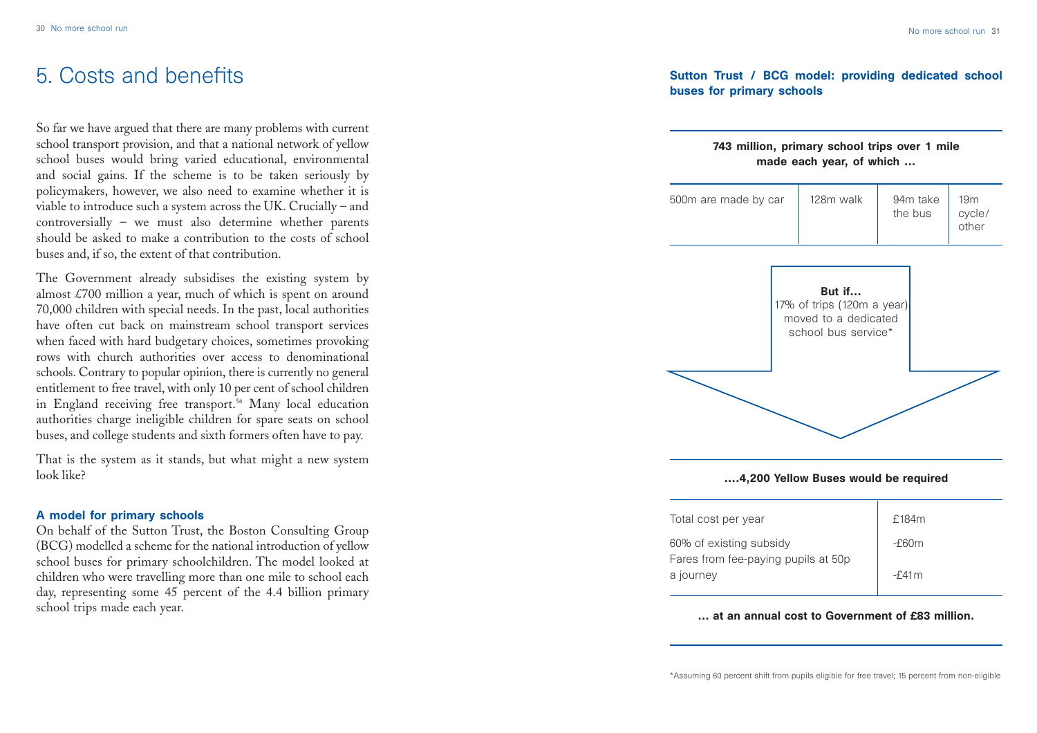# 5. Costs and benefits

So far we have argued that there are many problems with current school transport provision, and that a national network of yellow school buses would bring varied educational, environmental and social gains. If the scheme is to be taken seriously by policymakers, however, we also need to examine whether it is viable to introduce such a system across the UK. Crucially – and controversially – we must also determine whether parents should be asked to make a contribution to the costs of school buses and, if so, the extent of that contribution.

The Government already subsidises the existing system by almost £700 million a year, much of which is spent on around 70,000 children with special needs. In the past, local authorities have often cut back on mainstream school transport services when faced with hard budgetary choices, sometimes provoking rows with church authorities over access to denominational schools. Contrary to popular opinion, there is currently no general entitlement to free travel, with only 10 per cent of school children in England receiving free transport.[56] Many local education authorities charge ineligible children for spare seats on school buses, and college students and sixth formers often have to pay.

That is the system as it stands, but what might a new system look like?

### A model for primary schools

On behalf of the Sutton Trust, the Boston Consulting Group (BCG) modelled a scheme for the national introduction of yellow school buses for primary schoolchildren. The model looked at children who were travelling more than one mile to school each day, representing some 45 percent of the 4.4 billion primary school trips made each year.

### Sutton Trust / BCG model: providing dedicated school buses for primary schools

**743 million, primary school trips over 1 mile made each year, of which …**

| 500m are made by car | 128m walk | 94m take the bus | 19m cycle/ other |
|---|---|---|---|

**But if…**
17% of trips (120m a year) moved to a dedicated school bus service*

**….4,200 Yellow Buses would be required**

| Total cost per year | £184m |
|---|---|
| 60% of existing subsidy | -£60m |
| Fares from fee-paying pupils at 50p a journey | -£41m |

**… at an annual cost to Government of £83 million.**

*Assuming 60 percent shift from pupils eligible for free travel; 15 percent from non-eligible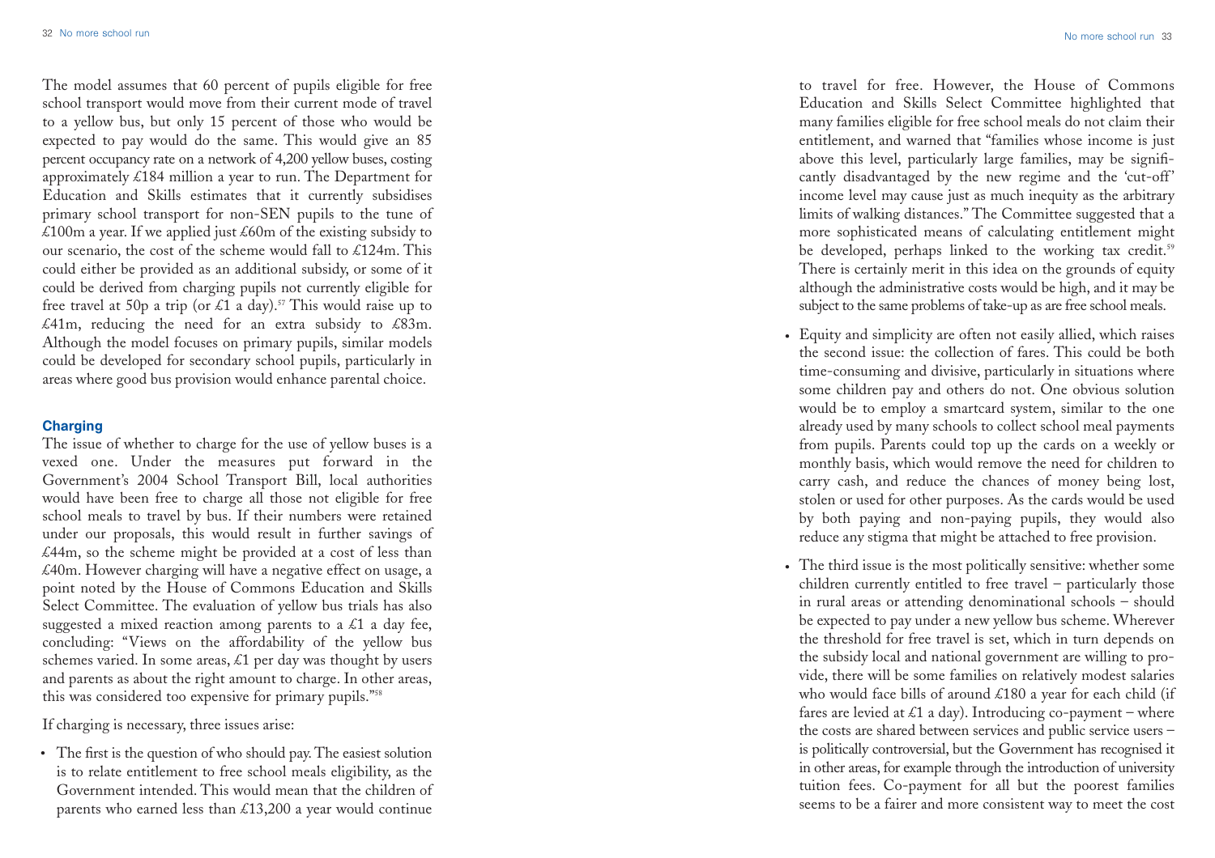The model assumes that 60 percent of pupils eligible for free school transport would move from their current mode of travel to a yellow bus, but only 15 percent of those who would be expected to pay would do the same. This would give an 85 percent occupancy rate on a network of 4,200 yellow buses, costing approximately £184 million a year to run. The Department for Education and Skills estimates that it currently subsidises primary school transport for non-SEN pupils to the tune of £100m a year. If we applied just £60m of the existing subsidy to our scenario, the cost of the scheme would fall to £124m. This could either be provided as an additional subsidy, or some of it could be derived from charging pupils not currently eligible for free travel at 50p a trip (or £1 a day).[57] This would raise up to £41m, reducing the need for an extra subsidy to £83m. Although the model focuses on primary pupils, similar models could be developed for secondary school pupils, particularly in areas where good bus provision would enhance parental choice.

### Charging

The issue of whether to charge for the use of yellow buses is a vexed one. Under the measures put forward in the Government's 2004 School Transport Bill, local authorities would have been free to charge all those not eligible for free school meals to travel by bus. If their numbers were retained under our proposals, this would result in further savings of £44m, so the scheme might be provided at a cost of less than £40m. However charging will have a negative effect on usage, a point noted by the House of Commons Education and Skills Select Committee. The evaluation of yellow bus trials has also suggested a mixed reaction among parents to a £1 a day fee, concluding: "Views on the affordability of the yellow bus schemes varied. In some areas, £1 per day was thought by users and parents as about the right amount to charge. In other areas, this was considered too expensive for primary pupils."[58]

If charging is necessary, three issues arise:

- The first is the question of who should pay. The easiest solution is to relate entitlement to free school meals eligibility, as the Government intended. This would mean that the children of parents who earned less than £13,200 a year would continue to travel for free. However, the House of Commons Education and Skills Select Committee highlighted that many families eligible for free school meals do not claim their entitlement, and warned that "families whose income is just above this level, particularly large families, may be significantly disadvantaged by the new regime and the 'cut-off' income level may cause just as much inequity as the arbitrary limits of walking distances." The Committee suggested that a more sophisticated means of calculating entitlement might be developed, perhaps linked to the working tax credit.[59] There is certainly merit in this idea on the grounds of equity although the administrative costs would be high, and it may be subject to the same problems of take-up as are free school meals.
- Equity and simplicity are often not easily allied, which raises the second issue: the collection of fares. This could be both time-consuming and divisive, particularly in situations where some children pay and others do not. One obvious solution would be to employ a smartcard system, similar to the one already used by many schools to collect school meal payments from pupils. Parents could top up the cards on a weekly or monthly basis, which would remove the need for children to carry cash, and reduce the chances of money being lost, stolen or used for other purposes. As the cards would be used by both paying and non-paying pupils, they would also reduce any stigma that might be attached to free provision.
- The third issue is the most politically sensitive: whether some children currently entitled to free travel – particularly those in rural areas or attending denominational schools – should be expected to pay under a new yellow bus scheme. Wherever the threshold for free travel is set, which in turn depends on the subsidy local and national government are willing to provide, there will be some families on relatively modest salaries who would face bills of around £180 a year for each child (if fares are levied at £1 a day). Introducing co-payment – where the costs are shared between services and public service users – is politically controversial, but the Government has recognised it in other areas, for example through the introduction of university tuition fees. Co-payment for all but the poorest families seems to be a fairer and more consistent way to meet the cost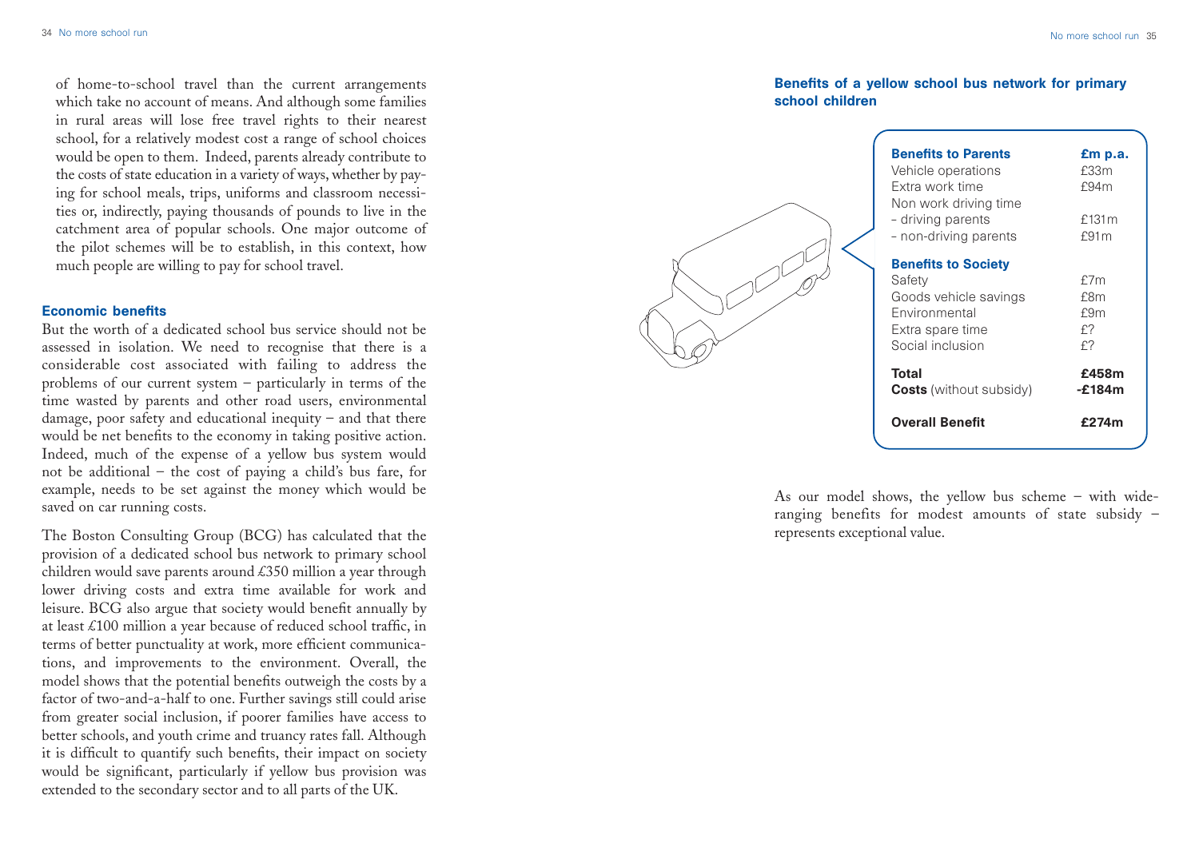of home-to-school travel than the current arrangements which take no account of means. And although some families in rural areas will lose free travel rights to their nearest school, for a relatively modest cost a range of school choices would be open to them. Indeed, parents already contribute to the costs of state education in a variety of ways, whether by paying for school meals, trips, uniforms and classroom necessities or, indirectly, paying thousands of pounds to live in the catchment area of popular schools. One major outcome of the pilot schemes will be to establish, in this context, how much people are willing to pay for school travel.

### Economic benefits

But the worth of a dedicated school bus service should not be assessed in isolation. We need to recognise that there is a considerable cost associated with failing to address the problems of our current system – particularly in terms of the time wasted by parents and other road users, environmental damage, poor safety and educational inequity – and that there would be net benefits to the economy in taking positive action. Indeed, much of the expense of a yellow bus system would not be additional – the cost of paying a child's bus fare, for example, needs to be set against the money which would be saved on car running costs.

The Boston Consulting Group (BCG) has calculated that the provision of a dedicated school bus network to primary school children would save parents around £350 million a year through lower driving costs and extra time available for work and leisure. BCG also argue that society would benefit annually by at least £100 million a year because of reduced school traffic, in terms of better punctuality at work, more efficient communications, and improvements to the environment. Overall, the model shows that the potential benefits outweigh the costs by a factor of two-and-a-half to one. Further savings still could arise from greater social inclusion, if poorer families have access to better schools, and youth crime and truancy rates fall. Although it is difficult to quantify such benefits, their impact on society would be significant, particularly if yellow bus provision was extended to the secondary sector and to all parts of the UK.

### Benefits of a yellow school bus network for primary school children

| **Benefits to Parents** | **£m p.a.** |
|---|---|
| Vehicle operations | £33m |
| Extra work time | £94m |
| Non work driving time | |
| – driving parents | £131m |
| – non-driving parents | £91m |
| **Benefits to Society** | |
| Safety | £7m |
| Goods vehicle savings | £8m |
| Environmental | £9m |
| Extra spare time | £? |
| Social inclusion | £? |
| **Total** | **£458m** |
| **Costs** (without subsidy) | **-£184m** |
| **Overall Benefit** | **£274m** |

As our model shows, the yellow bus scheme – with wide-ranging benefits for modest amounts of state subsidy – represents exceptional value.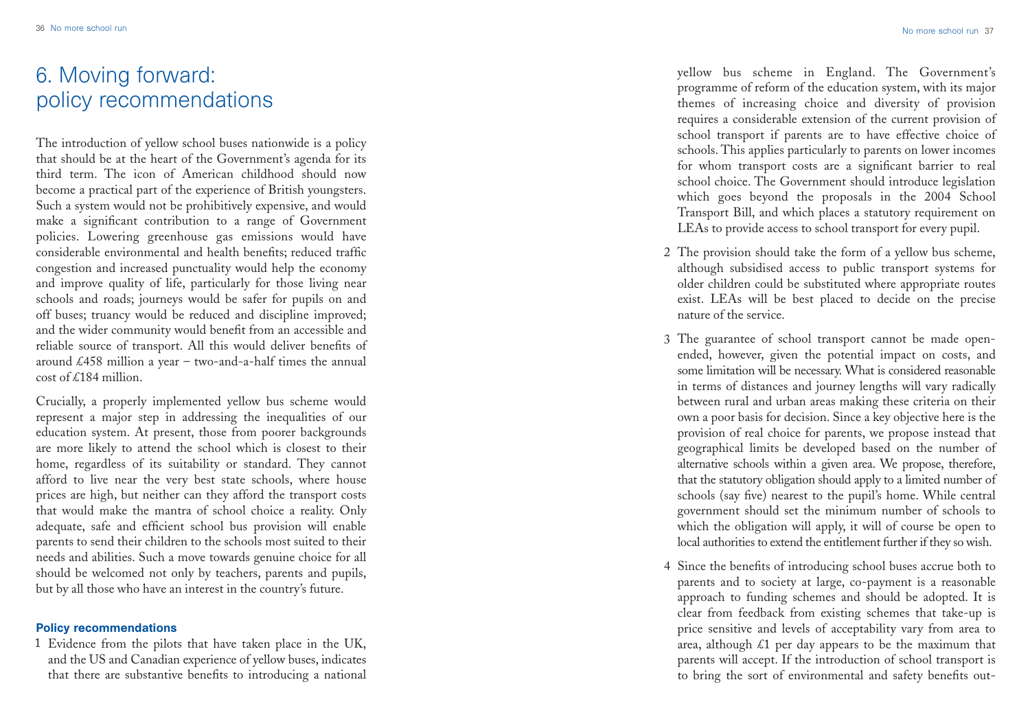# 6. Moving forward: policy recommendations

The introduction of yellow school buses nationwide is a policy that should be at the heart of the Government's agenda for its third term. The icon of American childhood should now become a practical part of the experience of British youngsters. Such a system would not be prohibitively expensive, and would make a significant contribution to a range of Government policies. Lowering greenhouse gas emissions would have considerable environmental and health benefits; reduced traffic congestion and increased punctuality would help the economy and improve quality of life, particularly for those living near schools and roads; journeys would be safer for pupils on and off buses; truancy would be reduced and discipline improved; and the wider community would benefit from an accessible and reliable source of transport. All this would deliver benefits of around £458 million a year – two-and-a-half times the annual cost of £184 million.

Crucially, a properly implemented yellow bus scheme would represent a major step in addressing the inequalities of our education system. At present, those from poorer backgrounds are more likely to attend the school which is closest to their home, regardless of its suitability or standard. They cannot afford to live near the very best state schools, where house prices are high, but neither can they afford the transport costs that would make the mantra of school choice a reality. Only adequate, safe and efficient school bus provision will enable parents to send their children to the schools most suited to their needs and abilities. Such a move towards genuine choice for all should be welcomed not only by teachers, parents and pupils, but by all those who have an interest in the country's future.

### Policy recommendations

1. Evidence from the pilots that have taken place in the UK, and the US and Canadian experience of yellow buses, indicates that there are substantive benefits to introducing a national yellow bus scheme in England. The Government's programme of reform of the education system, with its major themes of increasing choice and diversity of provision requires a considerable extension of the current provision of school transport if parents are to have effective choice of schools. This applies particularly to parents on lower incomes for whom transport costs are a significant barrier to real school choice. The Government should introduce legislation which goes beyond the proposals in the 2004 School Transport Bill, and which places a statutory requirement on LEAs to provide access to school transport for every pupil.
2. The provision should take the form of a yellow bus scheme, although subsidised access to public transport systems for older children could be substituted where appropriate routes exist. LEAs will be best placed to decide on the precise nature of the service.
3. The guarantee of school transport cannot be made open-ended, however, given the potential impact on costs, and some limitation will be necessary. What is considered reasonable in terms of distances and journey lengths will vary radically between rural and urban areas making these criteria on their own a poor basis for decision. Since a key objective here is the provision of real choice for parents, we propose instead that geographical limits be developed based on the number of alternative schools within a given area. We propose, therefore, that the statutory obligation should apply to a limited number of schools (say five) nearest to the pupil's home. While central government should set the minimum number of schools to which the obligation will apply, it will of course be open to local authorities to extend the entitlement further if they so wish.
4. Since the benefits of introducing school buses accrue both to parents and to society at large, co-payment is a reasonable approach to funding schemes and should be adopted. It is clear from feedback from existing schemes that take-up is price sensitive and levels of acceptability vary from area to area, although £1 per day appears to be the maximum that parents will accept. If the introduction of school transport is to bring the sort of environmental and safety benefits out-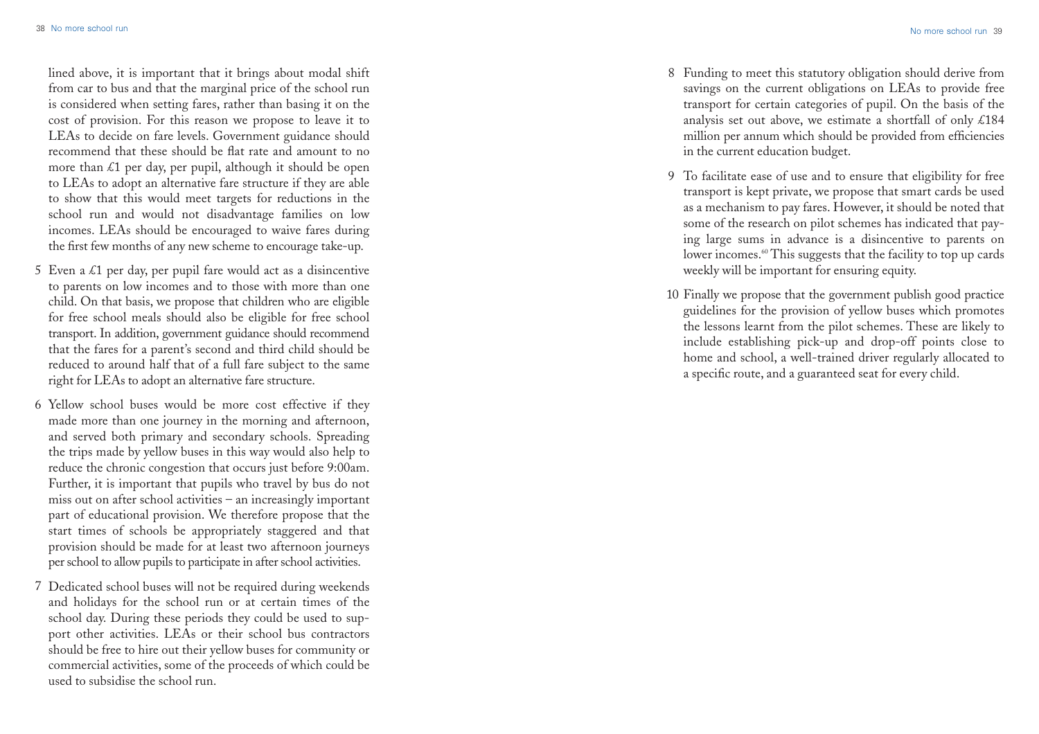lined above, it is important that it brings about modal shift from car to bus and that the marginal price of the school run is considered when setting fares, rather than basing it on the cost of provision. For this reason we propose to leave it to LEAs to decide on fare levels. Government guidance should recommend that these should be flat rate and amount to no more than £1 per day, per pupil, although it should be open to LEAs to adopt an alternative fare structure if they are able to show that this would meet targets for reductions in the school run and would not disadvantage families on low incomes. LEAs should be encouraged to waive fares during the first few months of any new scheme to encourage take-up.

5 Even a £1 per day, per pupil fare would act as a disincentive to parents on low incomes and to those with more than one child. On that basis, we propose that children who are eligible for free school meals should also be eligible for free school transport. In addition, government guidance should recommend that the fares for a parent's second and third child should be reduced to around half that of a full fare subject to the same right for LEAs to adopt an alternative fare structure.

6 Yellow school buses would be more cost effective if they made more than one journey in the morning and afternoon, and served both primary and secondary schools. Spreading the trips made by yellow buses in this way would also help to reduce the chronic congestion that occurs just before 9:00am. Further, it is important that pupils who travel by bus do not miss out on after school activities – an increasingly important part of educational provision. We therefore propose that the start times of schools be appropriately staggered and that provision should be made for at least two afternoon journeys per school to allow pupils to participate in after school activities.

7 Dedicated school buses will not be required during weekends and holidays for the school run or at certain times of the school day. During these periods they could be used to support other activities. LEAs or their school bus contractors should be free to hire out their yellow buses for community or commercial activities, some of the proceeds of which could be used to subsidise the school run.

8 Funding to meet this statutory obligation should derive from savings on the current obligations on LEAs to provide free transport for certain categories of pupil. On the basis of the analysis set out above, we estimate a shortfall of only £184 million per annum which should be provided from efficiencies in the current education budget.

9 To facilitate ease of use and to ensure that eligibility for free transport is kept private, we propose that smart cards be used as a mechanism to pay fares. However, it should be noted that some of the research on pilot schemes has indicated that paying large sums in advance is a disincentive to parents on lower incomes.[60] This suggests that the facility to top up cards weekly will be important for ensuring equity.

10 Finally we propose that the government publish good practice guidelines for the provision of yellow buses which promotes the lessons learnt from the pilot schemes. These are likely to include establishing pick-up and drop-off points close to home and school, a well-trained driver regularly allocated to a specific route, and a guaranteed seat for every child.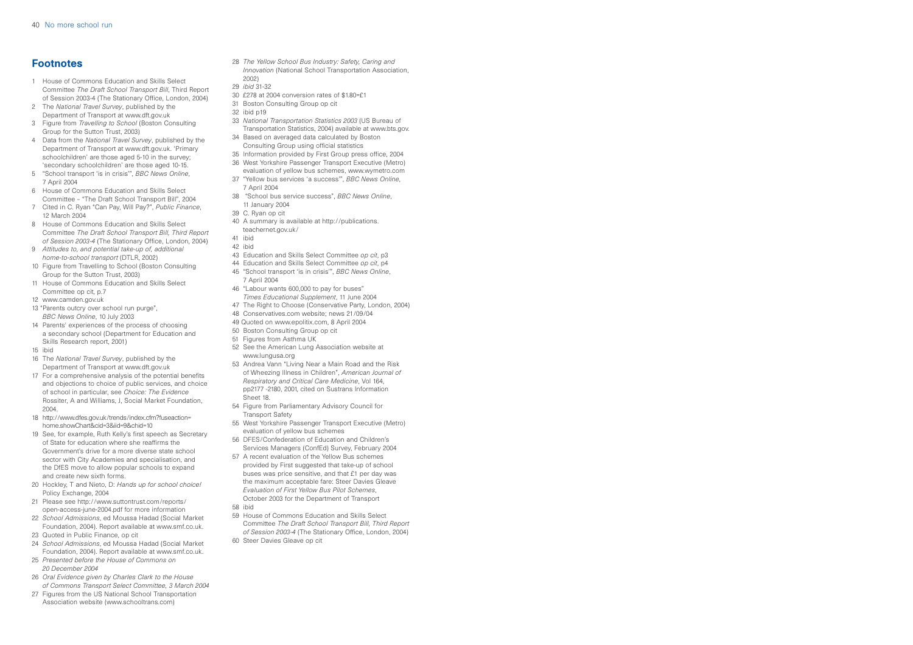## Footnotes

1 House of Commons Education and Skills Select Committee *The Draft School Transport Bill*, Third Report of Session 2003-4 (The Stationary Office, London, 2004)
2 The *National Travel Survey*, published by the Department of Transport at www.dft.gov.uk
3 Figure from *Travelling to School* (Boston Consulting Group for the Sutton Trust, 2003)
4 Data from the *National Travel Survey*, published by the Department of Transport at www.dft.gov.uk. 'Primary schoolchildren' are those aged 5-10 in the survey; 'secondary schoolchildren' are those aged 10-15.
5 "School transport 'is in crisis'", *BBC News Online*, 7 April 2004
6 House of Commons Education and Skills Select Committee – "The Draft School Transport Bill", 2004
7 Cited in C. Ryan "Can Pay, Will Pay?", *Public Finance*, 12 March 2004
8 House of Commons Education and Skills Select Committee *The Draft School Transport Bill, Third Report of Session 2003-4* (The Stationary Office, London, 2004)
9 *Attitudes to, and potential take-up of, additional home-to-school transport* (DTLR, 2002)
10 Figure from Travelling to School (Boston Consulting Group for the Sutton Trust, 2003)
11 House of Commons Education and Skills Select Committee op cit, p.7
12 www.camden.gov.uk
13 "Parents outcry over school run purge", *BBC News Online*, 10 July 2003
14 Parents' experiences of the process of choosing a secondary school (Department for Education and Skills Research report, 2001)
15 ibid
16 The *National Travel Survey*, published by the Department of Transport at www.dft.gov.uk
17 For a comprehensive analysis of the potential benefits and objections to choice of public services, and choice of school in particular, see *Choice: The Evidence* Rossiter, A and Williams, J, Social Market Foundation, 2004.
18 http://www.dfes.gov.uk/trends/index.cfm?fuseaction=home.showChart&cid=3&iid=9&chid=10
19 See, for example, Ruth Kelly's first speech as Secretary of State for education where she reaffirms the Government's drive for a more diverse state school sector with City Academies and specialisation, and the DfES move to allow popular schools to expand and create new sixth forms.
20 Hockley, T and Nieto, D: *Hands up for school choice!* Policy Exchange, 2004
21 Please see http://www.suttontrust.com/reports/open-access-june-2004.pdf for more information
22 *School Admissions*, ed Moussa Hadad (Social Market Foundation, 2004). Report available at www.smf.co.uk.
23 Quoted in Public Finance, op cit
24 *School Admissions*, ed Moussa Hadad (Social Market Foundation, 2004). Report available at www.smf.co.uk.
25 *Presented before the House of Commons on 20 December 2004*
26 *Oral Evidence given by Charles Clark to the House of Commons Transport Select Committee, 3 March 2004*
27 Figures from the US National School Transportation Association website (www.schooltrans.com)
28 *The Yellow School Bus Industry: Safety, Caring and Innovation* (National School Transportation Association, 2002)
29 *ibid* 31-32
30 £278 at 2004 conversion rates of $1.80=£1
31 Boston Consulting Group op cit
32 ibid p19
33 *National Transportation Statistics 2003* (US Bureau of Transportation Statistics, 2004) available at www.bts.gov.
34 Based on averaged data calculated by Boston Consulting Group using official statistics
35 Information provided by First Group press office, 2004
36 West Yorkshire Passenger Transport Executive (Metro) evaluation of yellow bus schemes, www.wymetro.com
37 "Yellow bus services 'a success'", *BBC News Online*, 7 April 2004
38 "School bus service success", *BBC News Online*, 11 January 2004
39 C. Ryan op cit
40 A summary is available at http://publications.teachernet.gov.uk/
41 ibid
42 ibid
43 Education and Skills Select Committee *op cit*, p3
44 Education and Skills Select Committee *op cit*, p4
45 "School transport 'is in crisis'", *BBC News Online*, 7 April 2004
46 "Labour wants 600,000 to pay for buses" *Times Educational Supplement*, 11 June 2004
47 The Right to Choose (Conservative Party, London, 2004)
48 Conservatives.com website; news 21/09/04
49 Quoted on www.epolitix.com, 8 April 2004
50 Boston Consulting Group op cit
51 Figures from Asthma UK
52 See the American Lung Association website at www.lungusa.org
53 Andrea Vann "Living Near a Main Road and the Risk of Wheezing Illness in Children", *American Journal of Respiratory and Critical Care Medicine*, Vol 164, pp2177 -2180, 2001, cited on Sustrans Information Sheet 18.
54 Figure from Parliamentary Advisory Council for Transport Safety
55 West Yorkshire Passenger Transport Executive (Metro) evaluation of yellow bus schemes
56 DFES/Confederation of Education and Children's Services Managers (ConfEd) Survey, February 2004
57 A recent evaluation of the Yellow Bus schemes provided by First suggested that take-up of school buses was price sensitive, and that £1 per day was the maximum acceptable fare: Steer Davies Gleave *Evaluation of First Yellow Bus Pilot Schemes*, October 2003 for the Department of Transport
58 ibid
59 House of Commons Education and Skills Select Committee *The Draft School Transport Bill*, *Third Report of Session 2003-4* (The Stationary Office, London, 2004)
60 Steer Davies Gleave op cit